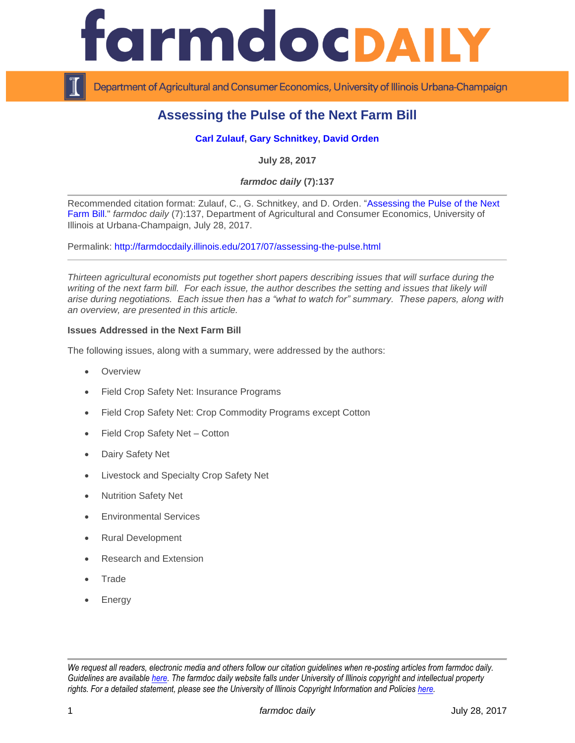# farmdoc DAILY

Department of Agricultural and Consumer Economics, University of Illinois Urbana-Champaign

## Assessing the Pulse of the Next Farm Bill

**Carl Zulauf, Gary Schnitkey, David Orden**

**July 28, 2017**

***farmdoc daily* (7):137**

Recommended citation format: Zulauf, C., G. Schnitkey, and D. Orden. "Assessing the Pulse of the Next Farm Bill." *farmdoc daily* (7):137, Department of Agricultural and Consumer Economics, University of Illinois at Urbana-Champaign, July 28, 2017.

Permalink: http://farmdocdaily.illinois.edu/2017/07/assessing-the-pulse.html

*Thirteen agricultural economists put together short papers describing issues that will surface during the writing of the next farm bill. For each issue, the author describes the setting and issues that likely will arise during negotiations. Each issue then has a "what to watch for" summary. These papers, along with an overview, are presented in this article.*

**Issues Addressed in the Next Farm Bill**

The following issues, along with a summary, were addressed by the authors:

- Overview
- Field Crop Safety Net: Insurance Programs
- Field Crop Safety Net: Crop Commodity Programs except Cotton
- Field Crop Safety Net – Cotton
- Dairy Safety Net
- Livestock and Specialty Crop Safety Net
- Nutrition Safety Net
- Environmental Services
- Rural Development
- Research and Extension
- Trade
- Energy

*We request all readers, electronic media and others follow our citation guidelines when re-posting articles from farmdoc daily. Guidelines are available here. The farmdoc daily website falls under University of Illinois copyright and intellectual property rights. For a detailed statement, please see the University of Illinois Copyright Information and Policies here.*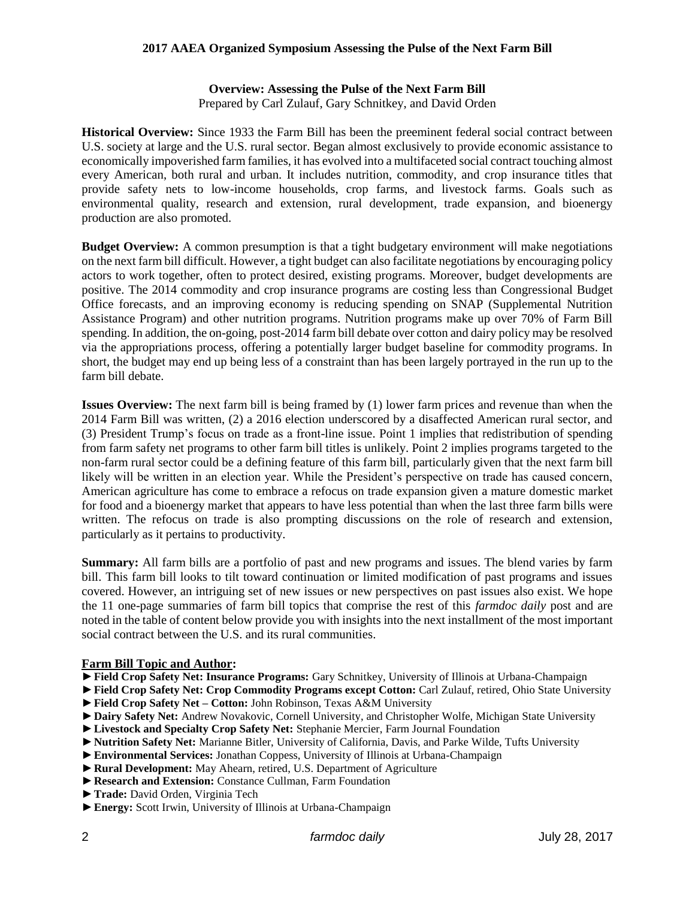## Overview: Assessing the Pulse of the Next Farm Bill

Prepared by Carl Zulauf, Gary Schnitkey, and David Orden

**Historical Overview:** Since 1933 the Farm Bill has been the preeminent federal social contract between U.S. society at large and the U.S. rural sector. Began almost exclusively to provide economic assistance to economically impoverished farm families, it has evolved into a multifaceted social contract touching almost every American, both rural and urban. It includes nutrition, commodity, and crop insurance titles that provide safety nets to low-income households, crop farms, and livestock farms. Goals such as environmental quality, research and extension, rural development, trade expansion, and bioenergy production are also promoted.

**Budget Overview:** A common presumption is that a tight budgetary environment will make negotiations on the next farm bill difficult. However, a tight budget can also facilitate negotiations by encouraging policy actors to work together, often to protect desired, existing programs. Moreover, budget developments are positive. The 2014 commodity and crop insurance programs are costing less than Congressional Budget Office forecasts, and an improving economy is reducing spending on SNAP (Supplemental Nutrition Assistance Program) and other nutrition programs. Nutrition programs make up over 70% of Farm Bill spending. In addition, the on-going, post-2014 farm bill debate over cotton and dairy policy may be resolved via the appropriations process, offering a potentially larger budget baseline for commodity programs. In short, the budget may end up being less of a constraint than has been largely portrayed in the run up to the farm bill debate.

**Issues Overview:** The next farm bill is being framed by (1) lower farm prices and revenue than when the 2014 Farm Bill was written, (2) a 2016 election underscored by a disaffected American rural sector, and (3) President Trump's focus on trade as a front-line issue. Point 1 implies that redistribution of spending from farm safety net programs to other farm bill titles is unlikely. Point 2 implies programs targeted to the non-farm rural sector could be a defining feature of this farm bill, particularly given that the next farm bill likely will be written in an election year. While the President's perspective on trade has caused concern, American agriculture has come to embrace a refocus on trade expansion given a mature domestic market for food and a bioenergy market that appears to have less potential than when the last three farm bills were written. The refocus on trade is also prompting discussions on the role of research and extension, particularly as it pertains to productivity.

**Summary:** All farm bills are a portfolio of past and new programs and issues. The blend varies by farm bill. This farm bill looks to tilt toward continuation or limited modification of past programs and issues covered. However, an intriguing set of new issues or new perspectives on past issues also exist. We hope the 11 one-page summaries of farm bill topics that comprise the rest of this *farmdoc daily* post and are noted in the table of content below provide you with insights into the next installment of the most important social contract between the U.S. and its rural communities.

**Farm Bill Topic and Author:**

- **Field Crop Safety Net: Insurance Programs:** Gary Schnitkey, University of Illinois at Urbana-Champaign
- **Field Crop Safety Net: Crop Commodity Programs except Cotton:** Carl Zulauf, retired, Ohio State University
- **Field Crop Safety Net – Cotton:** John Robinson, Texas A&M University
- **Dairy Safety Net:** Andrew Novakovic, Cornell University, and Christopher Wolfe, Michigan State University
- **Livestock and Specialty Crop Safety Net:** Stephanie Mercier, Farm Journal Foundation
- **Nutrition Safety Net:** Marianne Bitler, University of California, Davis, and Parke Wilde, Tufts University
- **Environmental Services:** Jonathan Coppess, University of Illinois at Urbana-Champaign
- **Rural Development:** May Ahearn, retired, U.S. Department of Agriculture
- **Research and Extension:** Constance Cullman, Farm Foundation
- **Trade:** David Orden, Virginia Tech
- **Energy:** Scott Irwin, University of Illinois at Urbana-Champaign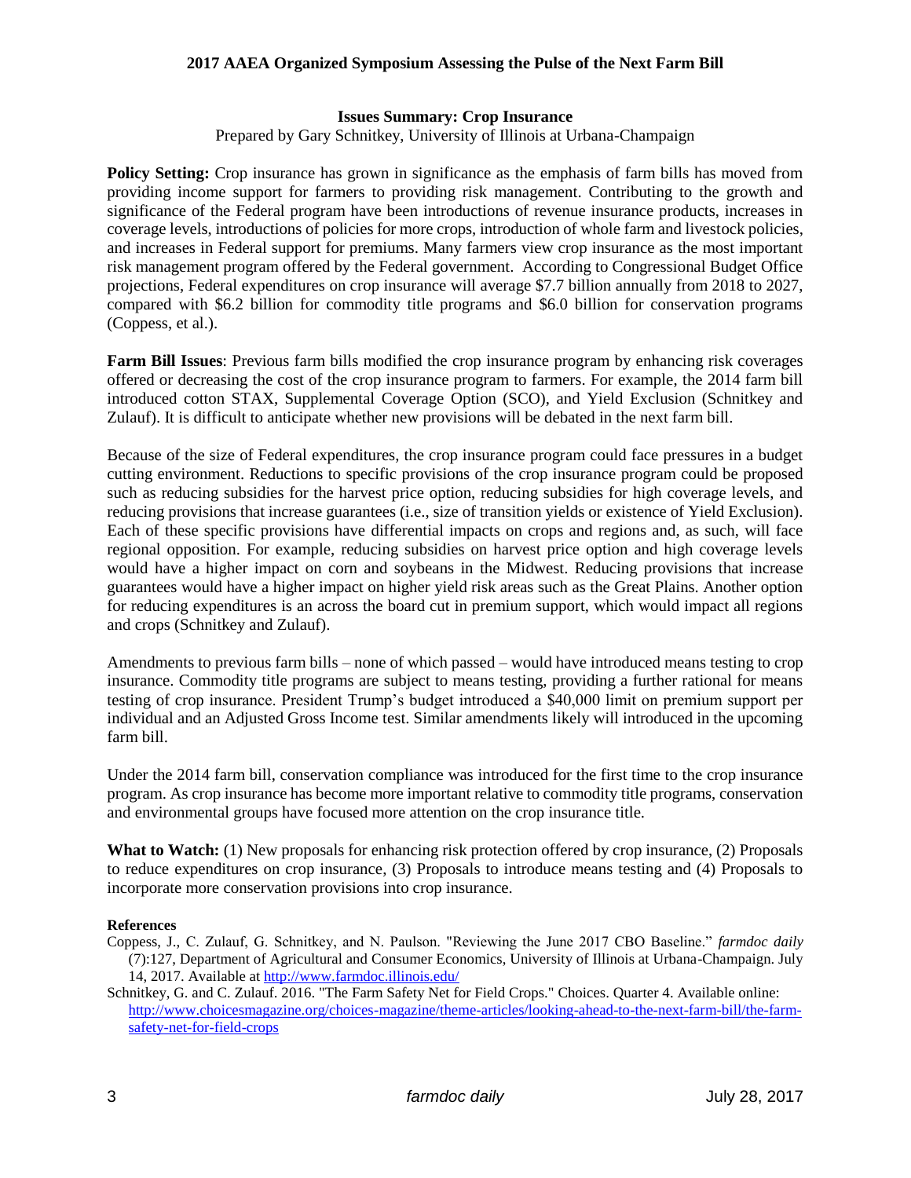## Issues Summary: Crop Insurance

Prepared by Gary Schnitkey, University of Illinois at Urbana-Champaign

**Policy Setting:** Crop insurance has grown in significance as the emphasis of farm bills has moved from providing income support for farmers to providing risk management. Contributing to the growth and significance of the Federal program have been introductions of revenue insurance products, increases in coverage levels, introductions of policies for more crops, introduction of whole farm and livestock policies, and increases in Federal support for premiums. Many farmers view crop insurance as the most important risk management program offered by the Federal government. According to Congressional Budget Office projections, Federal expenditures on crop insurance will average $7.7 billion annually from 2018 to 2027, compared with $6.2 billion for commodity title programs and $6.0 billion for conservation programs (Coppess, et al.).

**Farm Bill Issues**: Previous farm bills modified the crop insurance program by enhancing risk coverages offered or decreasing the cost of the crop insurance program to farmers. For example, the 2014 farm bill introduced cotton STAX, Supplemental Coverage Option (SCO), and Yield Exclusion (Schnitkey and Zulauf). It is difficult to anticipate whether new provisions will be debated in the next farm bill.

Because of the size of Federal expenditures, the crop insurance program could face pressures in a budget cutting environment. Reductions to specific provisions of the crop insurance program could be proposed such as reducing subsidies for the harvest price option, reducing subsidies for high coverage levels, and reducing provisions that increase guarantees (i.e., size of transition yields or existence of Yield Exclusion). Each of these specific provisions have differential impacts on crops and regions and, as such, will face regional opposition. For example, reducing subsidies on harvest price option and high coverage levels would have a higher impact on corn and soybeans in the Midwest. Reducing provisions that increase guarantees would have a higher impact on higher yield risk areas such as the Great Plains. Another option for reducing expenditures is an across the board cut in premium support, which would impact all regions and crops (Schnitkey and Zulauf).

Amendments to previous farm bills – none of which passed – would have introduced means testing to crop insurance. Commodity title programs are subject to means testing, providing a further rational for means testing of crop insurance. President Trump's budget introduced a $40,000 limit on premium support per individual and an Adjusted Gross Income test. Similar amendments likely will introduced in the upcoming farm bill.

Under the 2014 farm bill, conservation compliance was introduced for the first time to the crop insurance program. As crop insurance has become more important relative to commodity title programs, conservation and environmental groups have focused more attention on the crop insurance title.

**What to Watch:** (1) New proposals for enhancing risk protection offered by crop insurance, (2) Proposals to reduce expenditures on crop insurance, (3) Proposals to introduce means testing and (4) Proposals to incorporate more conservation provisions into crop insurance.

**References**

Coppess, J., C. Zulauf, G. Schnitkey, and N. Paulson. "Reviewing the June 2017 CBO Baseline." *farmdoc daily* (7):127, Department of Agricultural and Consumer Economics, University of Illinois at Urbana-Champaign. July 14, 2017. Available at http://www.farmdoc.illinois.edu/

Schnitkey, G. and C. Zulauf. 2016. "The Farm Safety Net for Field Crops." Choices. Quarter 4. Available online: http://www.choicesmagazine.org/choices-magazine/theme-articles/looking-ahead-to-the-next-farm-bill/the-farm-safety-net-for-field-crops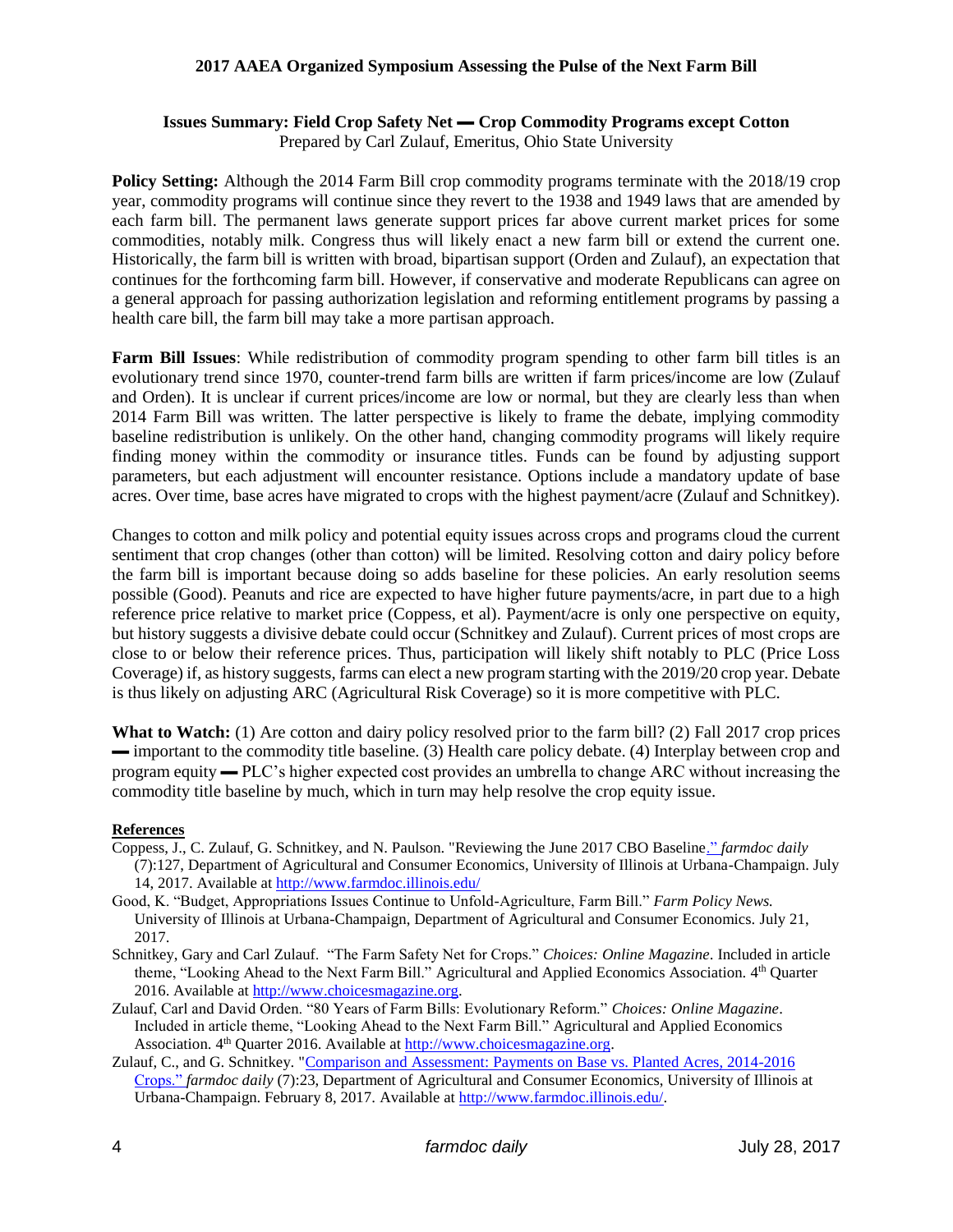## 2017 AAEA Organized Symposium Assessing the Pulse of the Next Farm Bill

### Issues Summary: Field Crop Safety Net ▬ Crop Commodity Programs except Cotton

Prepared by Carl Zulauf, Emeritus, Ohio State University

**Policy Setting:** Although the 2014 Farm Bill crop commodity programs terminate with the 2018/19 crop year, commodity programs will continue since they revert to the 1938 and 1949 laws that are amended by each farm bill. The permanent laws generate support prices far above current market prices for some commodities, notably milk. Congress thus will likely enact a new farm bill or extend the current one. Historically, the farm bill is written with broad, bipartisan support (Orden and Zulauf), an expectation that continues for the forthcoming farm bill. However, if conservative and moderate Republicans can agree on a general approach for passing authorization legislation and reforming entitlement programs by passing a health care bill, the farm bill may take a more partisan approach.

**Farm Bill Issues**: While redistribution of commodity program spending to other farm bill titles is an evolutionary trend since 1970, counter-trend farm bills are written if farm prices/income are low (Zulauf and Orden). It is unclear if current prices/income are low or normal, but they are clearly less than when 2014 Farm Bill was written. The latter perspective is likely to frame the debate, implying commodity baseline redistribution is unlikely. On the other hand, changing commodity programs will likely require finding money within the commodity or insurance titles. Funds can be found by adjusting support parameters, but each adjustment will encounter resistance. Options include a mandatory update of base acres. Over time, base acres have migrated to crops with the highest payment/acre (Zulauf and Schnitkey).

Changes to cotton and milk policy and potential equity issues across crops and programs cloud the current sentiment that crop changes (other than cotton) will be limited. Resolving cotton and dairy policy before the farm bill is important because doing so adds baseline for these policies. An early resolution seems possible (Good). Peanuts and rice are expected to have higher future payments/acre, in part due to a high reference price relative to market price (Coppess, et al). Payment/acre is only one perspective on equity, but history suggests a divisive debate could occur (Schnitkey and Zulauf). Current prices of most crops are close to or below their reference prices. Thus, participation will likely shift notably to PLC (Price Loss Coverage) if, as history suggests, farms can elect a new program starting with the 2019/20 crop year. Debate is thus likely on adjusting ARC (Agricultural Risk Coverage) so it is more competitive with PLC.

**What to Watch:** (1) Are cotton and dairy policy resolved prior to the farm bill? (2) Fall 2017 crop prices ▬ important to the commodity title baseline. (3) Health care policy debate. (4) Interplay between crop and program equity ▬ PLC's higher expected cost provides an umbrella to change ARC without increasing the commodity title baseline by much, which in turn may help resolve the crop equity issue.

**References**

Coppess, J., C. Zulauf, G. Schnitkey, and N. Paulson. "Reviewing the June 2017 CBO Baseline." *farmdoc daily* (7):127, Department of Agricultural and Consumer Economics, University of Illinois at Urbana-Champaign. July 14, 2017. Available at http://www.farmdoc.illinois.edu/

Good, K. "Budget, Appropriations Issues Continue to Unfold-Agriculture, Farm Bill." *Farm Policy News.* University of Illinois at Urbana-Champaign, Department of Agricultural and Consumer Economics. July 21, 2017.

Schnitkey, Gary and Carl Zulauf. "The Farm Safety Net for Crops." *Choices: Online Magazine*. Included in article theme, "Looking Ahead to the Next Farm Bill." Agricultural and Applied Economics Association. 4th Quarter 2016. Available at http://www.choicesmagazine.org.

Zulauf, Carl and David Orden. "80 Years of Farm Bills: Evolutionary Reform." *Choices: Online Magazine*. Included in article theme, "Looking Ahead to the Next Farm Bill." Agricultural and Applied Economics Association. 4th Quarter 2016. Available at http://www.choicesmagazine.org.

Zulauf, C., and G. Schnitkey. "Comparison and Assessment: Payments on Base vs. Planted Acres, 2014-2016 Crops." *farmdoc daily* (7):23, Department of Agricultural and Consumer Economics, University of Illinois at Urbana-Champaign. February 8, 2017. Available at http://www.farmdoc.illinois.edu/.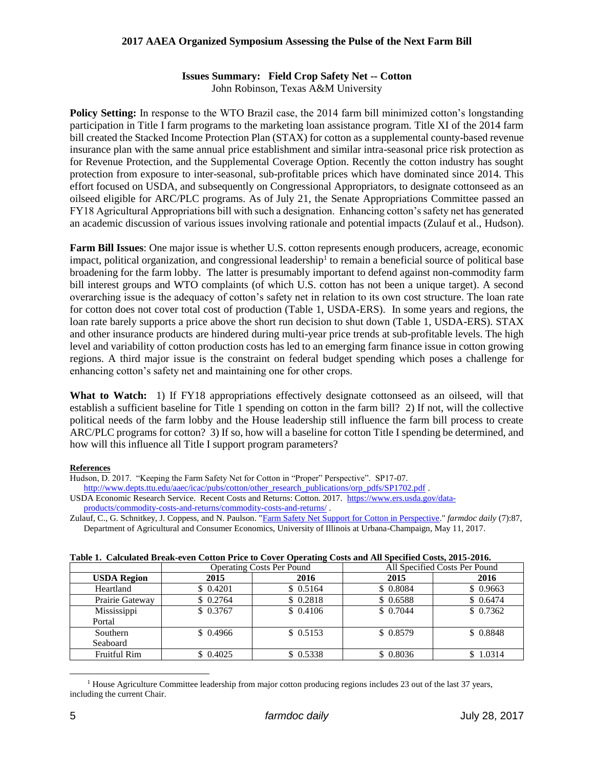## 2017 AAEA Organized Symposium Assessing the Pulse of the Next Farm Bill

### Issues Summary: Field Crop Safety Net -- Cotton

John Robinson, Texas A&M University

**Policy Setting:** In response to the WTO Brazil case, the 2014 farm bill minimized cotton's longstanding participation in Title I farm programs to the marketing loan assistance program. Title XI of the 2014 farm bill created the Stacked Income Protection Plan (STAX) for cotton as a supplemental county-based revenue insurance plan with the same annual price establishment and similar intra-seasonal price risk protection as for Revenue Protection, and the Supplemental Coverage Option. Recently the cotton industry has sought protection from exposure to inter-seasonal, sub-profitable prices which have dominated since 2014. This effort focused on USDA, and subsequently on Congressional Appropriators, to designate cottonseed as an oilseed eligible for ARC/PLC programs. As of July 21, the Senate Appropriations Committee passed an FY18 Agricultural Appropriations bill with such a designation. Enhancing cotton's safety net has generated an academic discussion of various issues involving rationale and potential impacts (Zulauf et al., Hudson).

**Farm Bill Issues**: One major issue is whether U.S. cotton represents enough producers, acreage, economic impact, political organization, and congressional leadership[1] to remain a beneficial source of political base broadening for the farm lobby. The latter is presumably important to defend against non-commodity farm bill interest groups and WTO complaints (of which U.S. cotton has not been a unique target). A second overarching issue is the adequacy of cotton's safety net in relation to its own cost structure. The loan rate for cotton does not cover total cost of production (Table 1, USDA-ERS). In some years and regions, the loan rate barely supports a price above the short run decision to shut down (Table 1, USDA-ERS). STAX and other insurance products are hindered during multi-year price trends at sub-profitable levels. The high level and variability of cotton production costs has led to an emerging farm finance issue in cotton growing regions. A third major issue is the constraint on federal budget spending which poses a challenge for enhancing cotton's safety net and maintaining one for other crops.

**What to Watch:** 1) If FY18 appropriations effectively designate cottonseed as an oilseed, will that establish a sufficient baseline for Title 1 spending on cotton in the farm bill? 2) If not, will the collective political needs of the farm lobby and the House leadership still influence the farm bill process to create ARC/PLC programs for cotton? 3) If so, how will a baseline for cotton Title I spending be determined, and how will this influence all Title I support program parameters?

**References**

Hudson, D. 2017. "Keeping the Farm Safety Net for Cotton in "Proper" Perspective". SP17-07. http://www.depts.ttu.edu/aaec/icac/pubs/cotton/other_research_publications/orp_pdfs/SP1702.pdf .

USDA Economic Research Service. Recent Costs and Returns: Cotton. 2017. https://www.ers.usda.gov/data-products/commodity-costs-and-returns/commodity-costs-and-returns/ .

Zulauf, C., G. Schnitkey, J. Coppess, and N. Paulson. "Farm Safety Net Support for Cotton in Perspective." *farmdoc daily* (7):87, Department of Agricultural and Consumer Economics, University of Illinois at Urbana-Champaign, May 11, 2017.

**Table 1. Calculated Break-even Cotton Price to Cover Operating Costs and All Specified Costs, 2015-2016.**

| | Operating Costs Per Pound | | All Specified Costs Per Pound | |
|---|---|---|---|---|
| **USDA Region** | **2015** | **2016** | **2015** | **2016** |
| Heartland | $ 0.4201 | $ 0.5164 | $ 0.8084 | $ 0.9663 |
| Prairie Gateway | $ 0.2764 | $ 0.2818 | $ 0.6588 | $ 0.6474 |
| Mississippi Portal | $ 0.3767 | $ 0.4106 | $ 0.7044 | $ 0.7362 |
| Southern Seaboard | $ 0.4966 | $ 0.5153 | $ 0.8579 | $ 0.8848 |
| Fruitful Rim | $ 0.4025 | $ 0.5338 | $ 0.8036 | $ 1.0314 |

[1] House Agriculture Committee leadership from major cotton producing regions includes 23 out of the last 37 years, including the current Chair.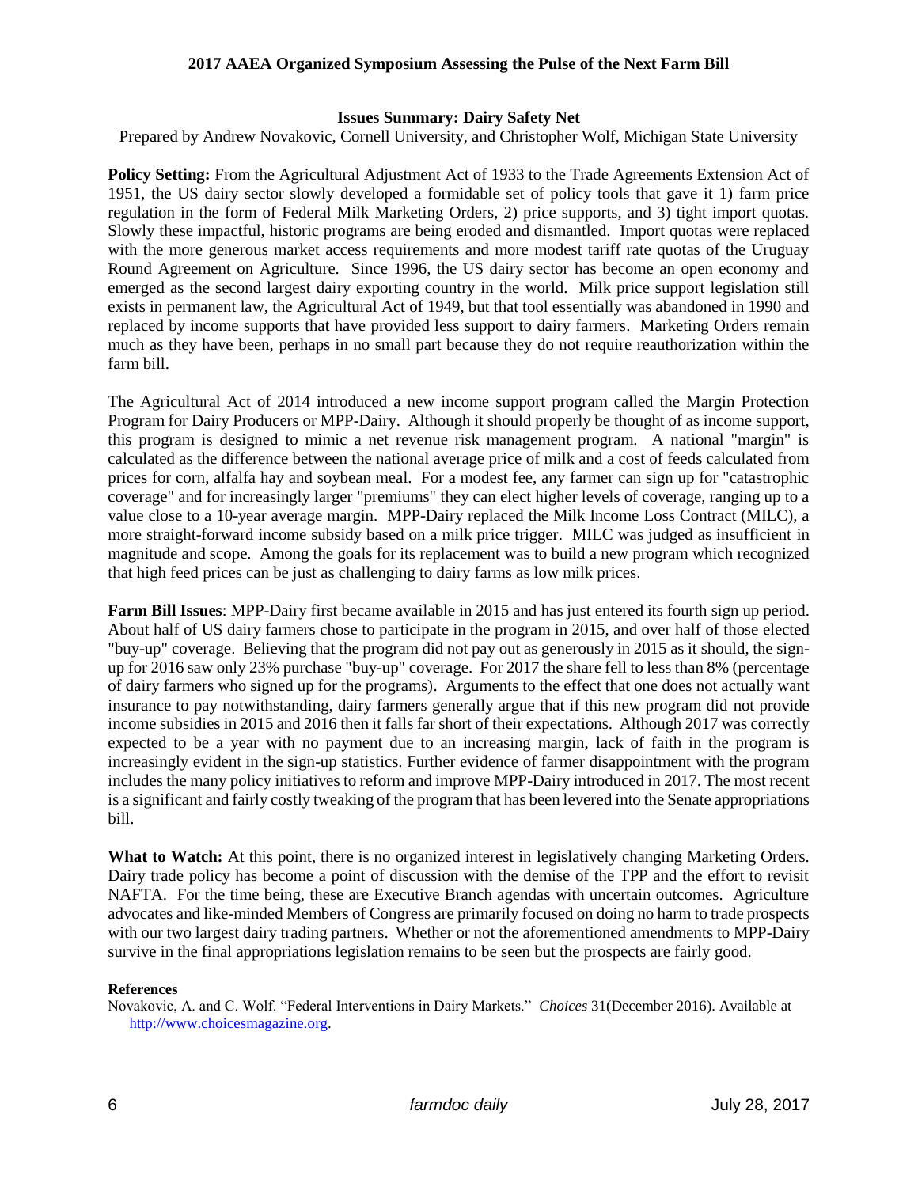## Issues Summary: Dairy Safety Net

Prepared by Andrew Novakovic, Cornell University, and Christopher Wolf, Michigan State University

**Policy Setting:** From the Agricultural Adjustment Act of 1933 to the Trade Agreements Extension Act of 1951, the US dairy sector slowly developed a formidable set of policy tools that gave it 1) farm price regulation in the form of Federal Milk Marketing Orders, 2) price supports, and 3) tight import quotas. Slowly these impactful, historic programs are being eroded and dismantled. Import quotas were replaced with the more generous market access requirements and more modest tariff rate quotas of the Uruguay Round Agreement on Agriculture. Since 1996, the US dairy sector has become an open economy and emerged as the second largest dairy exporting country in the world. Milk price support legislation still exists in permanent law, the Agricultural Act of 1949, but that tool essentially was abandoned in 1990 and replaced by income supports that have provided less support to dairy farmers. Marketing Orders remain much as they have been, perhaps in no small part because they do not require reauthorization within the farm bill.

The Agricultural Act of 2014 introduced a new income support program called the Margin Protection Program for Dairy Producers or MPP-Dairy. Although it should properly be thought of as income support, this program is designed to mimic a net revenue risk management program. A national "margin" is calculated as the difference between the national average price of milk and a cost of feeds calculated from prices for corn, alfalfa hay and soybean meal. For a modest fee, any farmer can sign up for "catastrophic coverage" and for increasingly larger "premiums" they can elect higher levels of coverage, ranging up to a value close to a 10-year average margin. MPP-Dairy replaced the Milk Income Loss Contract (MILC), a more straight-forward income subsidy based on a milk price trigger. MILC was judged as insufficient in magnitude and scope. Among the goals for its replacement was to build a new program which recognized that high feed prices can be just as challenging to dairy farms as low milk prices.

**Farm Bill Issues**: MPP-Dairy first became available in 2015 and has just entered its fourth sign up period. About half of US dairy farmers chose to participate in the program in 2015, and over half of those elected "buy-up" coverage. Believing that the program did not pay out as generously in 2015 as it should, the sign-up for 2016 saw only 23% purchase "buy-up" coverage. For 2017 the share fell to less than 8% (percentage of dairy farmers who signed up for the programs). Arguments to the effect that one does not actually want insurance to pay notwithstanding, dairy farmers generally argue that if this new program did not provide income subsidies in 2015 and 2016 then it falls far short of their expectations. Although 2017 was correctly expected to be a year with no payment due to an increasing margin, lack of faith in the program is increasingly evident in the sign-up statistics. Further evidence of farmer disappointment with the program includes the many policy initiatives to reform and improve MPP-Dairy introduced in 2017. The most recent is a significant and fairly costly tweaking of the program that has been levered into the Senate appropriations bill.

**What to Watch:** At this point, there is no organized interest in legislatively changing Marketing Orders. Dairy trade policy has become a point of discussion with the demise of the TPP and the effort to revisit NAFTA. For the time being, these are Executive Branch agendas with uncertain outcomes. Agriculture advocates and like-minded Members of Congress are primarily focused on doing no harm to trade prospects with our two largest dairy trading partners. Whether or not the aforementioned amendments to MPP-Dairy survive in the final appropriations legislation remains to be seen but the prospects are fairly good.

**References**

Novakovic, A. and C. Wolf. "Federal Interventions in Dairy Markets." *Choices* 31(December 2016). Available at http://www.choicesmagazine.org.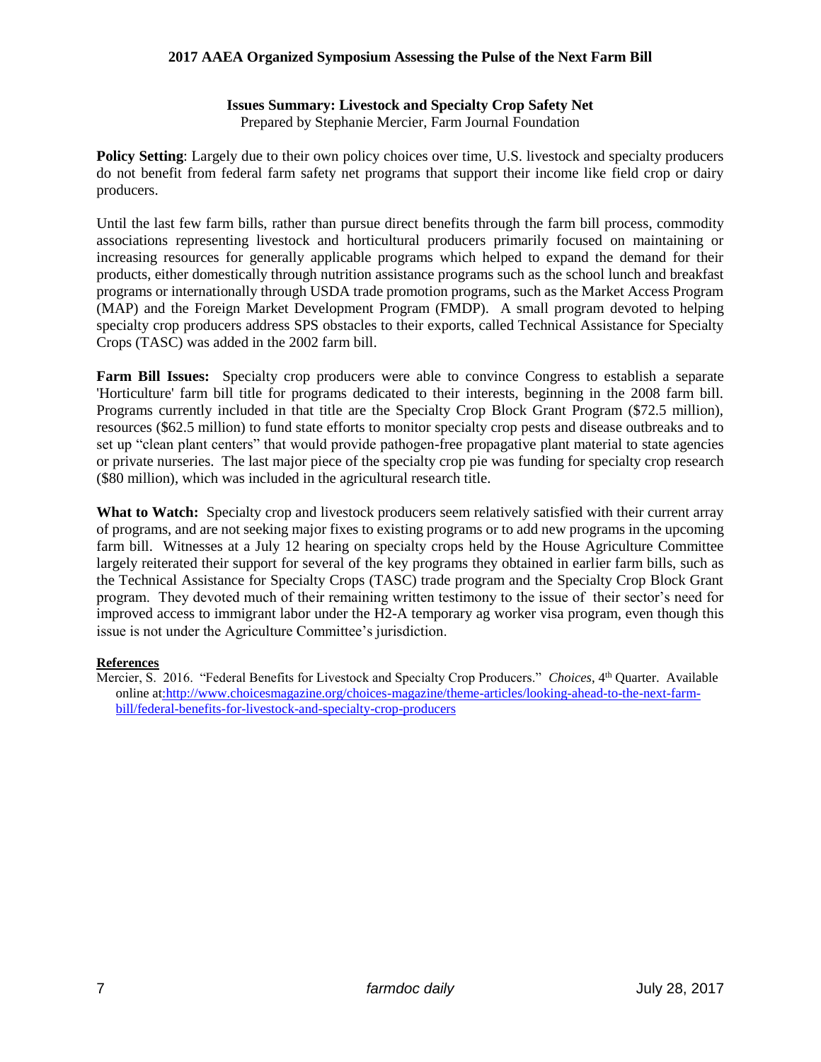**Issues Summary: Livestock and Specialty Crop Safety Net**

Prepared by Stephanie Mercier, Farm Journal Foundation

**Policy Setting**: Largely due to their own policy choices over time, U.S. livestock and specialty producers do not benefit from federal farm safety net programs that support their income like field crop or dairy producers.

Until the last few farm bills, rather than pursue direct benefits through the farm bill process, commodity associations representing livestock and horticultural producers primarily focused on maintaining or increasing resources for generally applicable programs which helped to expand the demand for their products, either domestically through nutrition assistance programs such as the school lunch and breakfast programs or internationally through USDA trade promotion programs, such as the Market Access Program (MAP) and the Foreign Market Development Program (FMDP). A small program devoted to helping specialty crop producers address SPS obstacles to their exports, called Technical Assistance for Specialty Crops (TASC) was added in the 2002 farm bill.

**Farm Bill Issues:** Specialty crop producers were able to convince Congress to establish a separate 'Horticulture' farm bill title for programs dedicated to their interests, beginning in the 2008 farm bill. Programs currently included in that title are the Specialty Crop Block Grant Program ($72.5 million), resources ($62.5 million) to fund state efforts to monitor specialty crop pests and disease outbreaks and to set up "clean plant centers" that would provide pathogen-free propagative plant material to state agencies or private nurseries. The last major piece of the specialty crop pie was funding for specialty crop research ($80 million), which was included in the agricultural research title.

**What to Watch:** Specialty crop and livestock producers seem relatively satisfied with their current array of programs, and are not seeking major fixes to existing programs or to add new programs in the upcoming farm bill. Witnesses at a July 12 hearing on specialty crops held by the House Agriculture Committee largely reiterated their support for several of the key programs they obtained in earlier farm bills, such as the Technical Assistance for Specialty Crops (TASC) trade program and the Specialty Crop Block Grant program. They devoted much of their remaining written testimony to the issue of their sector's need for improved access to immigrant labor under the H2-A temporary ag worker visa program, even though this issue is not under the Agriculture Committee's jurisdiction.

**References**

Mercier, S. 2016. "Federal Benefits for Livestock and Specialty Crop Producers." *Choices*, 4th Quarter. Available online at: http://www.choicesmagazine.org/choices-magazine/theme-articles/looking-ahead-to-the-next-farm-bill/federal-benefits-for-livestock-and-specialty-crop-producers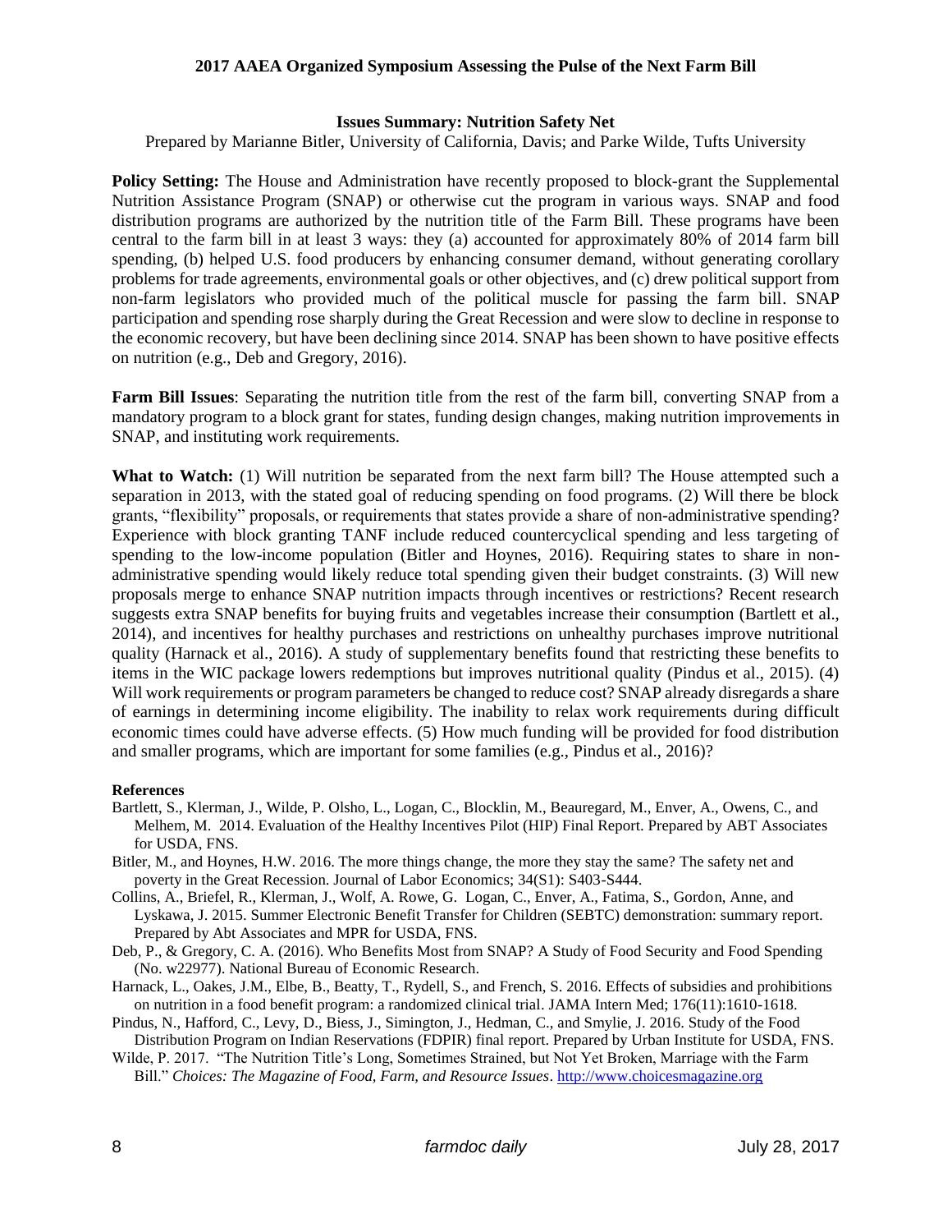## Issues Summary: Nutrition Safety Net

Prepared by Marianne Bitler, University of California, Davis; and Parke Wilde, Tufts University

**Policy Setting:** The House and Administration have recently proposed to block-grant the Supplemental Nutrition Assistance Program (SNAP) or otherwise cut the program in various ways. SNAP and food distribution programs are authorized by the nutrition title of the Farm Bill. These programs have been central to the farm bill in at least 3 ways: they (a) accounted for approximately 80% of 2014 farm bill spending, (b) helped U.S. food producers by enhancing consumer demand, without generating corollary problems for trade agreements, environmental goals or other objectives, and (c) drew political support from non-farm legislators who provided much of the political muscle for passing the farm bill. SNAP participation and spending rose sharply during the Great Recession and were slow to decline in response to the economic recovery, but have been declining since 2014. SNAP has been shown to have positive effects on nutrition (e.g., Deb and Gregory, 2016).

**Farm Bill Issues**: Separating the nutrition title from the rest of the farm bill, converting SNAP from a mandatory program to a block grant for states, funding design changes, making nutrition improvements in SNAP, and instituting work requirements.

**What to Watch:** (1) Will nutrition be separated from the next farm bill? The House attempted such a separation in 2013, with the stated goal of reducing spending on food programs. (2) Will there be block grants, "flexibility" proposals, or requirements that states provide a share of non-administrative spending? Experience with block granting TANF include reduced countercyclical spending and less targeting of spending to the low-income population (Bitler and Hoynes, 2016). Requiring states to share in non-administrative spending would likely reduce total spending given their budget constraints. (3) Will new proposals merge to enhance SNAP nutrition impacts through incentives or restrictions? Recent research suggests extra SNAP benefits for buying fruits and vegetables increase their consumption (Bartlett et al., 2014), and incentives for healthy purchases and restrictions on unhealthy purchases improve nutritional quality (Harnack et al., 2016). A study of supplementary benefits found that restricting these benefits to items in the WIC package lowers redemptions but improves nutritional quality (Pindus et al., 2015). (4) Will work requirements or program parameters be changed to reduce cost? SNAP already disregards a share of earnings in determining income eligibility. The inability to relax work requirements during difficult economic times could have adverse effects. (5) How much funding will be provided for food distribution and smaller programs, which are important for some families (e.g., Pindus et al., 2016)?

### References

Bartlett, S., Klerman, J., Wilde, P. Olsho, L., Logan, C., Blocklin, M., Beauregard, M., Enver, A., Owens, C., and Melhem, M. 2014. Evaluation of the Healthy Incentives Pilot (HIP) Final Report. Prepared by ABT Associates for USDA, FNS.

Bitler, M., and Hoynes, H.W. 2016. The more things change, the more they stay the same? The safety net and poverty in the Great Recession. Journal of Labor Economics; 34(S1): S403-S444.

Collins, A., Briefel, R., Klerman, J., Wolf, A. Rowe, G. Logan, C., Enver, A., Fatima, S., Gordon, Anne, and Lyskawa, J. 2015. Summer Electronic Benefit Transfer for Children (SEBTC) demonstration: summary report. Prepared by Abt Associates and MPR for USDA, FNS.

Deb, P., & Gregory, C. A. (2016). Who Benefits Most from SNAP? A Study of Food Security and Food Spending (No. w22977). National Bureau of Economic Research.

Harnack, L., Oakes, J.M., Elbe, B., Beatty, T., Rydell, S., and French, S. 2016. Effects of subsidies and prohibitions on nutrition in a food benefit program: a randomized clinical trial. JAMA Intern Med; 176(11):1610-1618.

Pindus, N., Hafford, C., Levy, D., Biess, J., Simington, J., Hedman, C., and Smylie, J. 2016. Study of the Food Distribution Program on Indian Reservations (FDPIR) final report. Prepared by Urban Institute for USDA, FNS.

Wilde, P. 2017. "The Nutrition Title's Long, Sometimes Strained, but Not Yet Broken, Marriage with the Farm Bill." *Choices: The Magazine of Food, Farm, and Resource Issues*. http://www.choicesmagazine.org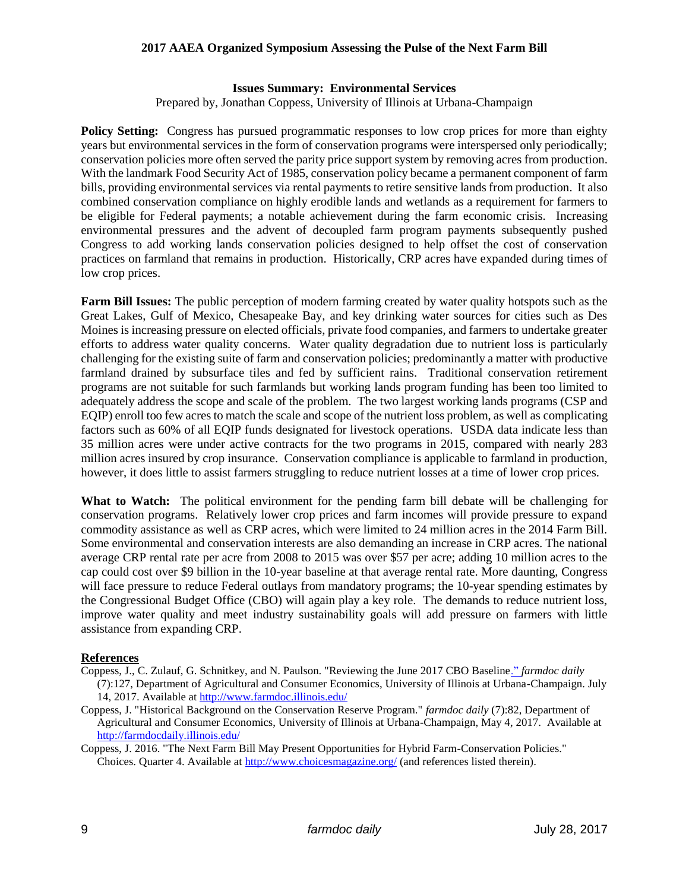## Issues Summary: Environmental Services

Prepared by, Jonathan Coppess, University of Illinois at Urbana-Champaign

**Policy Setting:** Congress has pursued programmatic responses to low crop prices for more than eighty years but environmental services in the form of conservation programs were interspersed only periodically; conservation policies more often served the parity price support system by removing acres from production. With the landmark Food Security Act of 1985, conservation policy became a permanent component of farm bills, providing environmental services via rental payments to retire sensitive lands from production. It also combined conservation compliance on highly erodible lands and wetlands as a requirement for farmers to be eligible for Federal payments; a notable achievement during the farm economic crisis. Increasing environmental pressures and the advent of decoupled farm program payments subsequently pushed Congress to add working lands conservation policies designed to help offset the cost of conservation practices on farmland that remains in production. Historically, CRP acres have expanded during times of low crop prices.

**Farm Bill Issues:** The public perception of modern farming created by water quality hotspots such as the Great Lakes, Gulf of Mexico, Chesapeake Bay, and key drinking water sources for cities such as Des Moines is increasing pressure on elected officials, private food companies, and farmers to undertake greater efforts to address water quality concerns. Water quality degradation due to nutrient loss is particularly challenging for the existing suite of farm and conservation policies; predominantly a matter with productive farmland drained by subsurface tiles and fed by sufficient rains. Traditional conservation retirement programs are not suitable for such farmlands but working lands program funding has been too limited to adequately address the scope and scale of the problem. The two largest working lands programs (CSP and EQIP) enroll too few acres to match the scale and scope of the nutrient loss problem, as well as complicating factors such as 60% of all EQIP funds designated for livestock operations. USDA data indicate less than 35 million acres were under active contracts for the two programs in 2015, compared with nearly 283 million acres insured by crop insurance. Conservation compliance is applicable to farmland in production, however, it does little to assist farmers struggling to reduce nutrient losses at a time of lower crop prices.

**What to Watch:** The political environment for the pending farm bill debate will be challenging for conservation programs. Relatively lower crop prices and farm incomes will provide pressure to expand commodity assistance as well as CRP acres, which were limited to 24 million acres in the 2014 Farm Bill. Some environmental and conservation interests are also demanding an increase in CRP acres. The national average CRP rental rate per acre from 2008 to 2015 was over $57 per acre; adding 10 million acres to the cap could cost over $9 billion in the 10-year baseline at that average rental rate. More daunting, Congress will face pressure to reduce Federal outlays from mandatory programs; the 10-year spending estimates by the Congressional Budget Office (CBO) will again play a key role. The demands to reduce nutrient loss, improve water quality and meet industry sustainability goals will add pressure on farmers with little assistance from expanding CRP.

### References

Coppess, J., C. Zulauf, G. Schnitkey, and N. Paulson. "Reviewing the June 2017 CBO Baseline." *farmdoc daily* (7):127, Department of Agricultural and Consumer Economics, University of Illinois at Urbana-Champaign. July 14, 2017. Available at http://www.farmdoc.illinois.edu/

Coppess, J. "Historical Background on the Conservation Reserve Program." *farmdoc daily* (7):82, Department of Agricultural and Consumer Economics, University of Illinois at Urbana-Champaign, May 4, 2017. Available at http://farmdocdaily.illinois.edu/

Coppess, J. 2016. "The Next Farm Bill May Present Opportunities for Hybrid Farm-Conservation Policies." Choices. Quarter 4. Available at http://www.choicesmagazine.org/ (and references listed therein).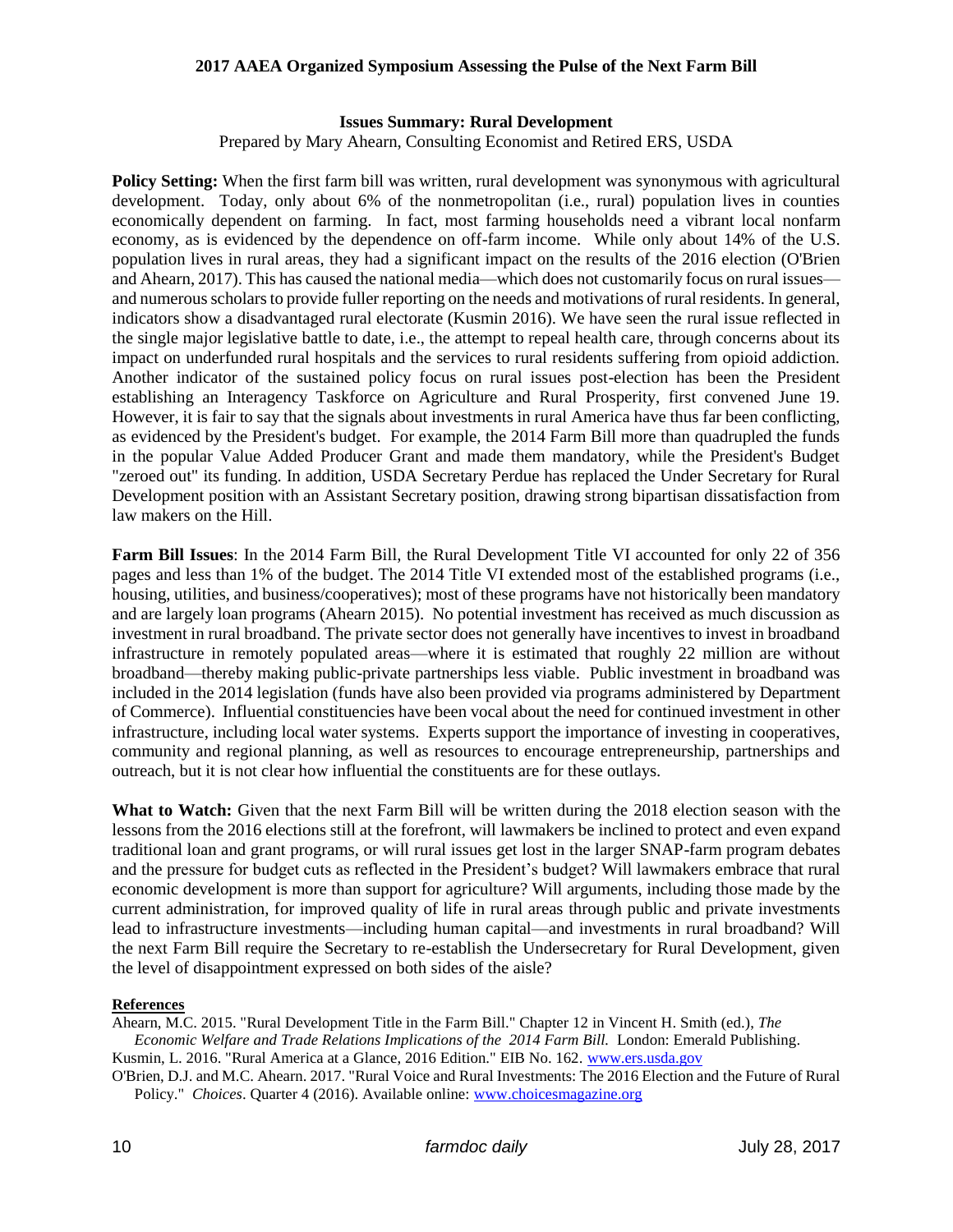### Issues Summary: Rural Development

Prepared by Mary Ahearn, Consulting Economist and Retired ERS, USDA

**Policy Setting:** When the first farm bill was written, rural development was synonymous with agricultural development. Today, only about 6% of the nonmetropolitan (i.e., rural) population lives in counties economically dependent on farming. In fact, most farming households need a vibrant local nonfarm economy, as is evidenced by the dependence on off-farm income. While only about 14% of the U.S. population lives in rural areas, they had a significant impact on the results of the 2016 election (O'Brien and Ahearn, 2017). This has caused the national media—which does not customarily focus on rural issues—and numerous scholars to provide fuller reporting on the needs and motivations of rural residents. In general, indicators show a disadvantaged rural electorate (Kusmin 2016). We have seen the rural issue reflected in the single major legislative battle to date, i.e., the attempt to repeal health care, through concerns about its impact on underfunded rural hospitals and the services to rural residents suffering from opioid addiction. Another indicator of the sustained policy focus on rural issues post-election has been the President establishing an Interagency Taskforce on Agriculture and Rural Prosperity, first convened June 19. However, it is fair to say that the signals about investments in rural America have thus far been conflicting, as evidenced by the President's budget. For example, the 2014 Farm Bill more than quadrupled the funds in the popular Value Added Producer Grant and made them mandatory, while the President's Budget "zeroed out" its funding. In addition, USDA Secretary Perdue has replaced the Under Secretary for Rural Development position with an Assistant Secretary position, drawing strong bipartisan dissatisfaction from law makers on the Hill.

**Farm Bill Issues**: In the 2014 Farm Bill, the Rural Development Title VI accounted for only 22 of 356 pages and less than 1% of the budget. The 2014 Title VI extended most of the established programs (i.e., housing, utilities, and business/cooperatives); most of these programs have not historically been mandatory and are largely loan programs (Ahearn 2015). No potential investment has received as much discussion as investment in rural broadband. The private sector does not generally have incentives to invest in broadband infrastructure in remotely populated areas—where it is estimated that roughly 22 million are without broadband—thereby making public-private partnerships less viable. Public investment in broadband was included in the 2014 legislation (funds have also been provided via programs administered by Department of Commerce). Influential constituencies have been vocal about the need for continued investment in other infrastructure, including local water systems. Experts support the importance of investing in cooperatives, community and regional planning, as well as resources to encourage entrepreneurship, partnerships and outreach, but it is not clear how influential the constituents are for these outlays.

**What to Watch:** Given that the next Farm Bill will be written during the 2018 election season with the lessons from the 2016 elections still at the forefront, will lawmakers be inclined to protect and even expand traditional loan and grant programs, or will rural issues get lost in the larger SNAP-farm program debates and the pressure for budget cuts as reflected in the President's budget? Will lawmakers embrace that rural economic development is more than support for agriculture? Will arguments, including those made by the current administration, for improved quality of life in rural areas through public and private investments lead to infrastructure investments—including human capital—and investments in rural broadband? Will the next Farm Bill require the Secretary to re-establish the Undersecretary for Rural Development, given the level of disappointment expressed on both sides of the aisle?

**References**

Ahearn, M.C. 2015. "Rural Development Title in the Farm Bill." Chapter 12 in Vincent H. Smith (ed.), *The Economic Welfare and Trade Relations Implications of the 2014 Farm Bill.* London: Emerald Publishing.

Kusmin, L. 2016. "Rural America at a Glance, 2016 Edition." EIB No. 162. www.ers.usda.gov

O'Brien, D.J. and M.C. Ahearn. 2017. "Rural Voice and Rural Investments: The 2016 Election and the Future of Rural Policy." *Choices*. Quarter 4 (2016). Available online: www.choicesmagazine.org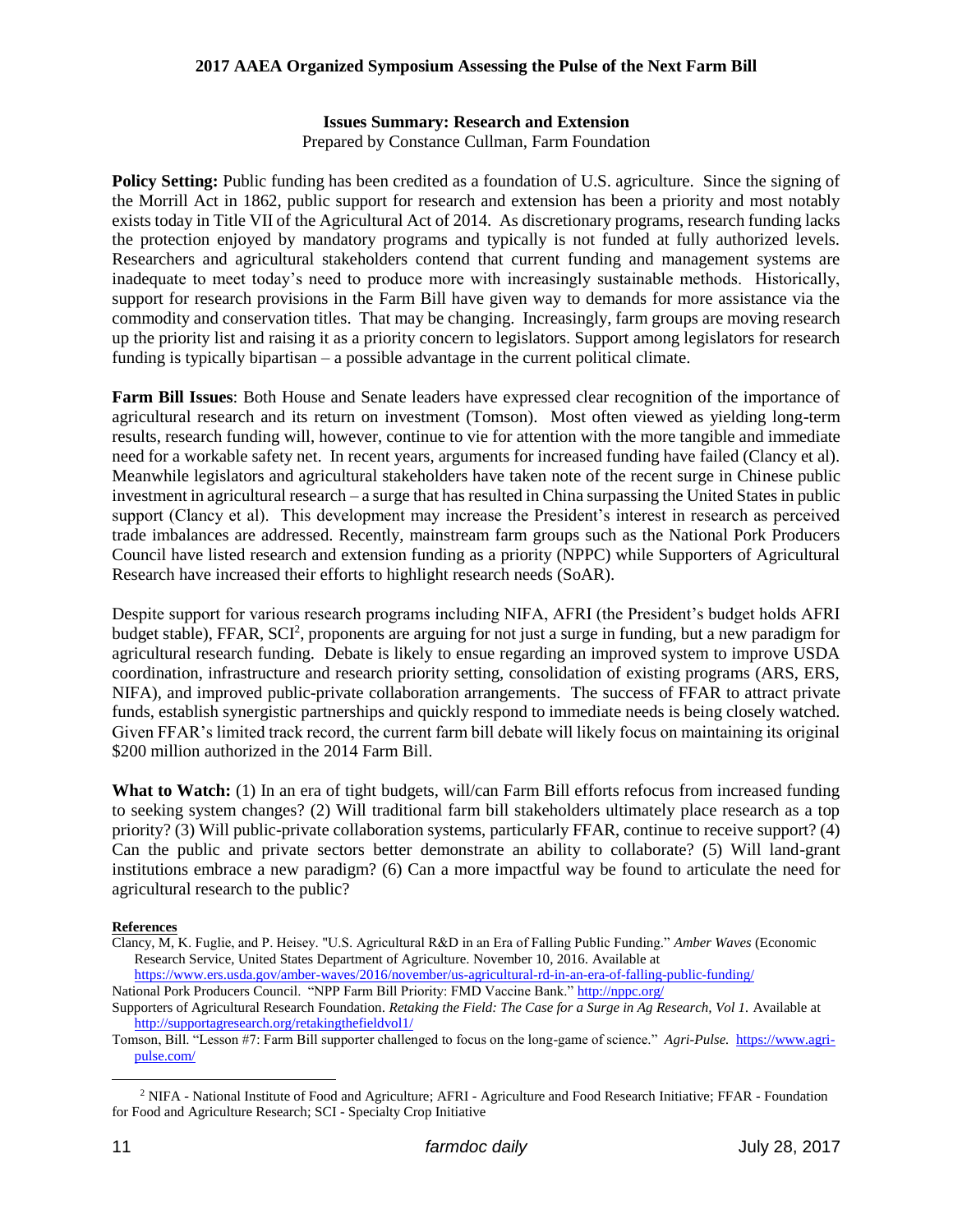## Issues Summary: Research and Extension

Prepared by Constance Cullman, Farm Foundation

**Policy Setting:** Public funding has been credited as a foundation of U.S. agriculture. Since the signing of the Morrill Act in 1862, public support for research and extension has been a priority and most notably exists today in Title VII of the Agricultural Act of 2014. As discretionary programs, research funding lacks the protection enjoyed by mandatory programs and typically is not funded at fully authorized levels. Researchers and agricultural stakeholders contend that current funding and management systems are inadequate to meet today's need to produce more with increasingly sustainable methods. Historically, support for research provisions in the Farm Bill have given way to demands for more assistance via the commodity and conservation titles. That may be changing. Increasingly, farm groups are moving research up the priority list and raising it as a priority concern to legislators. Support among legislators for research funding is typically bipartisan – a possible advantage in the current political climate.

**Farm Bill Issues**: Both House and Senate leaders have expressed clear recognition of the importance of agricultural research and its return on investment (Tomson). Most often viewed as yielding long-term results, research funding will, however, continue to vie for attention with the more tangible and immediate need for a workable safety net. In recent years, arguments for increased funding have failed (Clancy et al). Meanwhile legislators and agricultural stakeholders have taken note of the recent surge in Chinese public investment in agricultural research – a surge that has resulted in China surpassing the United States in public support (Clancy et al). This development may increase the President's interest in research as perceived trade imbalances are addressed. Recently, mainstream farm groups such as the National Pork Producers Council have listed research and extension funding as a priority (NPPC) while Supporters of Agricultural Research have increased their efforts to highlight research needs (SoAR).

Despite support for various research programs including NIFA, AFRI (the President's budget holds AFRI budget stable), FFAR, SCI[2], proponents are arguing for not just a surge in funding, but a new paradigm for agricultural research funding. Debate is likely to ensue regarding an improved system to improve USDA coordination, infrastructure and research priority setting, consolidation of existing programs (ARS, ERS, NIFA), and improved public-private collaboration arrangements. The success of FFAR to attract private funds, establish synergistic partnerships and quickly respond to immediate needs is being closely watched. Given FFAR's limited track record, the current farm bill debate will likely focus on maintaining its original $200 million authorized in the 2014 Farm Bill.

**What to Watch:** (1) In an era of tight budgets, will/can Farm Bill efforts refocus from increased funding to seeking system changes? (2) Will traditional farm bill stakeholders ultimately place research as a top priority? (3) Will public-private collaboration systems, particularly FFAR, continue to receive support? (4) Can the public and private sectors better demonstrate an ability to collaborate? (5) Will land-grant institutions embrace a new paradigm? (6) Can a more impactful way be found to articulate the need for agricultural research to the public?

**References**

Clancy, M, K. Fuglie, and P. Heisey. "U.S. Agricultural R&D in an Era of Falling Public Funding." *Amber Waves* (Economic Research Service, United States Department of Agriculture. November 10, 2016. Available at https://www.ers.usda.gov/amber-waves/2016/november/us-agricultural-rd-in-an-era-of-falling-public-funding/

National Pork Producers Council. "NPP Farm Bill Priority: FMD Vaccine Bank." http://nppc.org/

Supporters of Agricultural Research Foundation. *Retaking the Field: The Case for a Surge in Ag Research, Vol 1.* Available at http://supportagresearch.org/retakingthefieldvol1/

Tomson, Bill. "Lesson #7: Farm Bill supporter challenged to focus on the long-game of science." *Agri-Pulse.* https://www.agri-pulse.com/

[2] NIFA - National Institute of Food and Agriculture; AFRI - Agriculture and Food Research Initiative; FFAR - Foundation for Food and Agriculture Research; SCI - Specialty Crop Initiative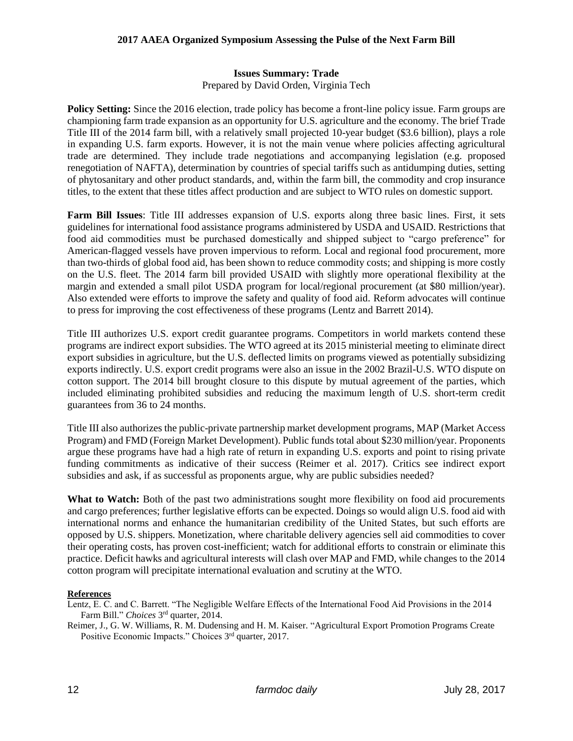## Issues Summary: Trade

Prepared by David Orden, Virginia Tech

**Policy Setting:** Since the 2016 election, trade policy has become a front-line policy issue. Farm groups are championing farm trade expansion as an opportunity for U.S. agriculture and the economy. The brief Trade Title III of the 2014 farm bill, with a relatively small projected 10-year budget ($3.6 billion), plays a role in expanding U.S. farm exports. However, it is not the main venue where policies affecting agricultural trade are determined. They include trade negotiations and accompanying legislation (e.g. proposed renegotiation of NAFTA), determination by countries of special tariffs such as antidumping duties, setting of phytosanitary and other product standards, and, within the farm bill, the commodity and crop insurance titles, to the extent that these titles affect production and are subject to WTO rules on domestic support.

**Farm Bill Issues**: Title III addresses expansion of U.S. exports along three basic lines. First, it sets guidelines for international food assistance programs administered by USDA and USAID. Restrictions that food aid commodities must be purchased domestically and shipped subject to "cargo preference" for American-flagged vessels have proven impervious to reform. Local and regional food procurement, more than two-thirds of global food aid, has been shown to reduce commodity costs; and shipping is more costly on the U.S. fleet. The 2014 farm bill provided USAID with slightly more operational flexibility at the margin and extended a small pilot USDA program for local/regional procurement (at $80 million/year). Also extended were efforts to improve the safety and quality of food aid. Reform advocates will continue to press for improving the cost effectiveness of these programs (Lentz and Barrett 2014).

Title III authorizes U.S. export credit guarantee programs. Competitors in world markets contend these programs are indirect export subsidies. The WTO agreed at its 2015 ministerial meeting to eliminate direct export subsidies in agriculture, but the U.S. deflected limits on programs viewed as potentially subsidizing exports indirectly. U.S. export credit programs were also an issue in the 2002 Brazil-U.S. WTO dispute on cotton support. The 2014 bill brought closure to this dispute by mutual agreement of the parties, which included eliminating prohibited subsidies and reducing the maximum length of U.S. short-term credit guarantees from 36 to 24 months.

Title III also authorizes the public-private partnership market development programs, MAP (Market Access Program) and FMD (Foreign Market Development). Public funds total about $230 million/year. Proponents argue these programs have had a high rate of return in expanding U.S. exports and point to rising private funding commitments as indicative of their success (Reimer et al. 2017). Critics see indirect export subsidies and ask, if as successful as proponents argue, why are public subsidies needed?

**What to Watch:** Both of the past two administrations sought more flexibility on food aid procurements and cargo preferences; further legislative efforts can be expected. Doings so would align U.S. food aid with international norms and enhance the humanitarian credibility of the United States, but such efforts are opposed by U.S. shippers. Monetization, where charitable delivery agencies sell aid commodities to cover their operating costs, has proven cost-inefficient; watch for additional efforts to constrain or eliminate this practice. Deficit hawks and agricultural interests will clash over MAP and FMD, while changes to the 2014 cotton program will precipitate international evaluation and scrutiny at the WTO.

**References**

Lentz, E. C. and C. Barrett. "The Negligible Welfare Effects of the International Food Aid Provisions in the 2014 Farm Bill." *Choices* 3rd quarter, 2014.

Reimer, J., G. W. Williams, R. M. Dudensing and H. M. Kaiser. "Agricultural Export Promotion Programs Create Positive Economic Impacts." Choices 3rd quarter, 2017.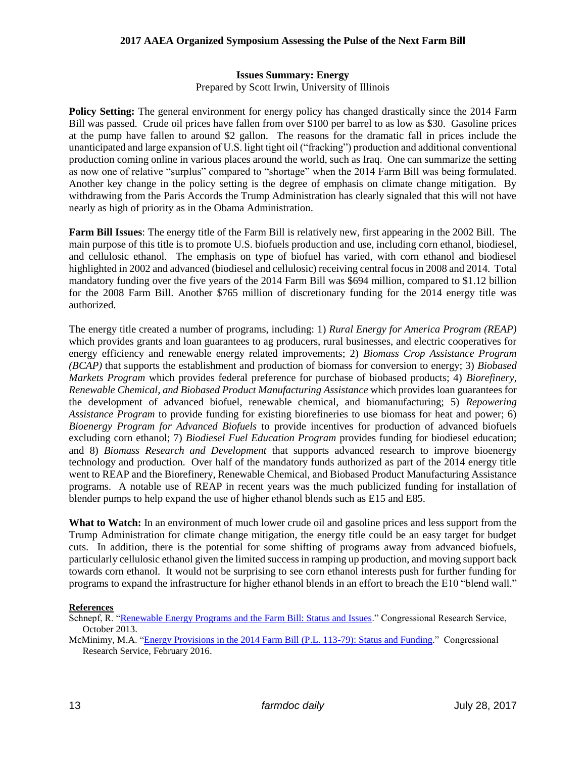## Issues Summary: Energy

Prepared by Scott Irwin, University of Illinois

**Policy Setting:** The general environment for energy policy has changed drastically since the 2014 Farm Bill was passed. Crude oil prices have fallen from over $100 per barrel to as low as $30. Gasoline prices at the pump have fallen to around $2 gallon. The reasons for the dramatic fall in prices include the unanticipated and large expansion of U.S. light tight oil ("fracking") production and additional conventional production coming online in various places around the world, such as Iraq. One can summarize the setting as now one of relative "surplus" compared to "shortage" when the 2014 Farm Bill was being formulated. Another key change in the policy setting is the degree of emphasis on climate change mitigation. By withdrawing from the Paris Accords the Trump Administration has clearly signaled that this will not have nearly as high of priority as in the Obama Administration.

**Farm Bill Issues**: The energy title of the Farm Bill is relatively new, first appearing in the 2002 Bill. The main purpose of this title is to promote U.S. biofuels production and use, including corn ethanol, biodiesel, and cellulosic ethanol. The emphasis on type of biofuel has varied, with corn ethanol and biodiesel highlighted in 2002 and advanced (biodiesel and cellulosic) receiving central focus in 2008 and 2014. Total mandatory funding over the five years of the 2014 Farm Bill was $694 million, compared to $1.12 billion for the 2008 Farm Bill. Another $765 million of discretionary funding for the 2014 energy title was authorized.

The energy title created a number of programs, including: 1) *Rural Energy for America Program (REAP)* which provides grants and loan guarantees to ag producers, rural businesses, and electric cooperatives for energy efficiency and renewable energy related improvements; 2) *Biomass Crop Assistance Program (BCAP)* that supports the establishment and production of biomass for conversion to energy; 3) *Biobased Markets Program* which provides federal preference for purchase of biobased products; 4) *Biorefinery, Renewable Chemical, and Biobased Product Manufacturing Assistance* which provides loan guarantees for the development of advanced biofuel, renewable chemical, and biomanufacturing; 5) *Repowering Assistance Program* to provide funding for existing biorefineries to use biomass for heat and power; 6) *Bioenergy Program for Advanced Biofuels* to provide incentives for production of advanced biofuels excluding corn ethanol; 7) *Biodiesel Fuel Education Program* provides funding for biodiesel education; and 8) *Biomass Research and Development* that supports advanced research to improve bioenergy technology and production. Over half of the mandatory funds authorized as part of the 2014 energy title went to REAP and the Biorefinery, Renewable Chemical, and Biobased Product Manufacturing Assistance programs. A notable use of REAP in recent years was the much publicized funding for installation of blender pumps to help expand the use of higher ethanol blends such as E15 and E85.

**What to Watch:** In an environment of much lower crude oil and gasoline prices and less support from the Trump Administration for climate change mitigation, the energy title could be an easy target for budget cuts. In addition, there is the potential for some shifting of programs away from advanced biofuels, particularly cellulosic ethanol given the limited success in ramping up production, and moving support back towards corn ethanol. It would not be surprising to see corn ethanol interests push for further funding for programs to expand the infrastructure for higher ethanol blends in an effort to breach the E10 "blend wall."

**References**

Schnepf, R. "Renewable Energy Programs and the Farm Bill: Status and Issues." Congressional Research Service, October 2013.

McMinimy, M.A. "Energy Provisions in the 2014 Farm Bill (P.L. 113-79): Status and Funding." Congressional Research Service, February 2016.